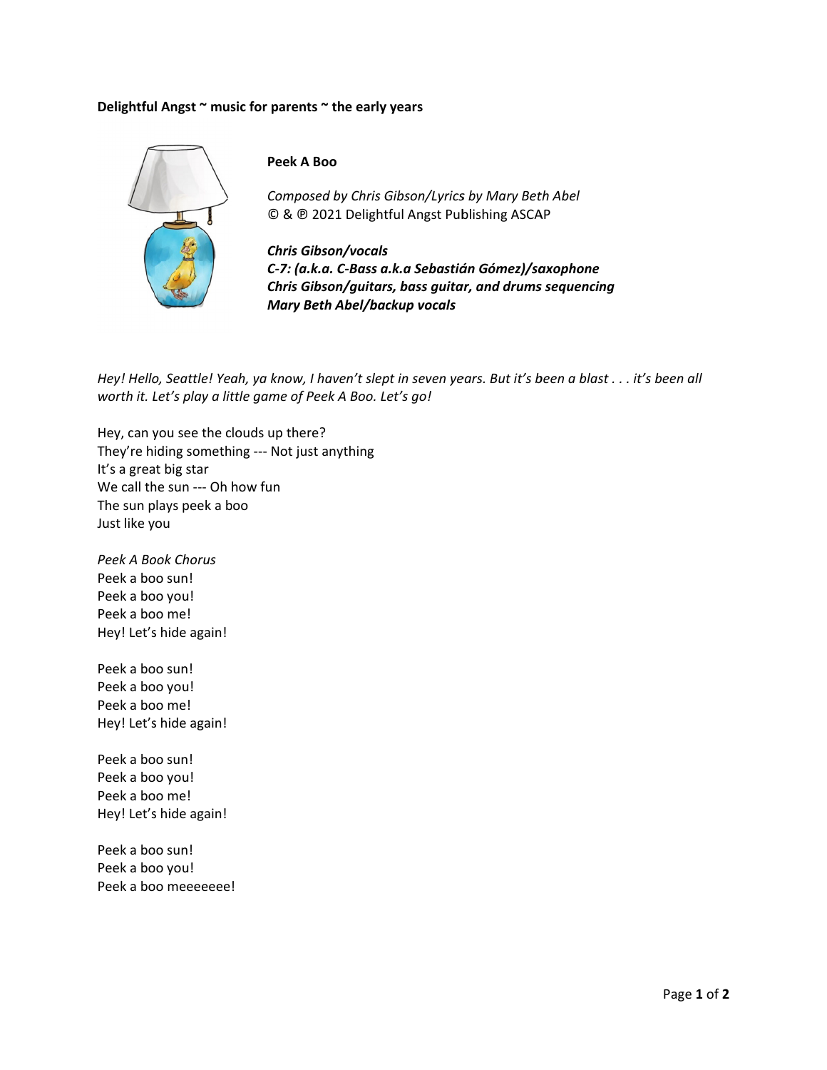**Delightful Angst ~ music for parents ~ the early years**

**Peek A Boo**

*Composed by Chris Gibson/Lyrics by Mary Beth Abel*
© & ℗ 2021 Delightful Angst Publishing ASCAP

***Chris Gibson/vocals***
***C-7: (a.k.a. C-Bass a.k.a Sebastián Gómez)/saxophone***
***Chris Gibson/guitars, bass guitar, and drums sequencing***
***Mary Beth Abel/backup vocals***

*Hey! Hello, Seattle! Yeah, ya know, I haven't slept in seven years. But it's been a blast . . . it's been all worth it. Let's play a little game of Peek A Boo. Let's go!*

Hey, can you see the clouds up there?
They're hiding something --- Not just anything
It's a great big star
We call the sun --- Oh how fun
The sun plays peek a boo
Just like you

*Peek A Book Chorus*
Peek a boo sun!
Peek a boo you!
Peek a boo me!
Hey! Let's hide again!

Peek a boo sun!
Peek a boo you!
Peek a boo me!
Hey! Let's hide again!

Peek a boo sun!
Peek a boo you!
Peek a boo me!
Hey! Let's hide again!

Peek a boo sun!
Peek a boo you!
Peek a boo meeeeeee!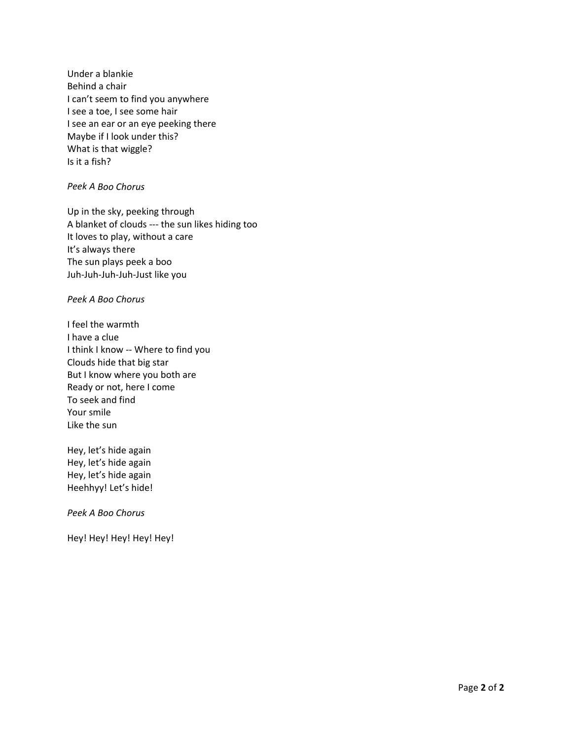Under a blankie  
Behind a chair  
I can't seem to find you anywhere  
I see a toe, I see some hair  
I see an ear or an eye peeking there  
Maybe if I look under this?  
What is that wiggle?  
Is it a fish?

*Peek A Boo Chorus*

Up in the sky, peeking through  
A blanket of clouds --- the sun likes hiding too  
It loves to play, without a care  
It's always there  
The sun plays peek a boo  
Juh-Juh-Juh-Juh-Just like you

*Peek A Boo Chorus*

I feel the warmth  
I have a clue  
I think I know -- Where to find you  
Clouds hide that big star  
But I know where you both are  
Ready or not, here I come  
To seek and find  
Your smile  
Like the sun

Hey, let's hide again  
Hey, let's hide again  
Hey, let's hide again  
Heehhyy! Let's hide!

*Peek A Boo Chorus*

Hey! Hey! Hey! Hey! Hey!